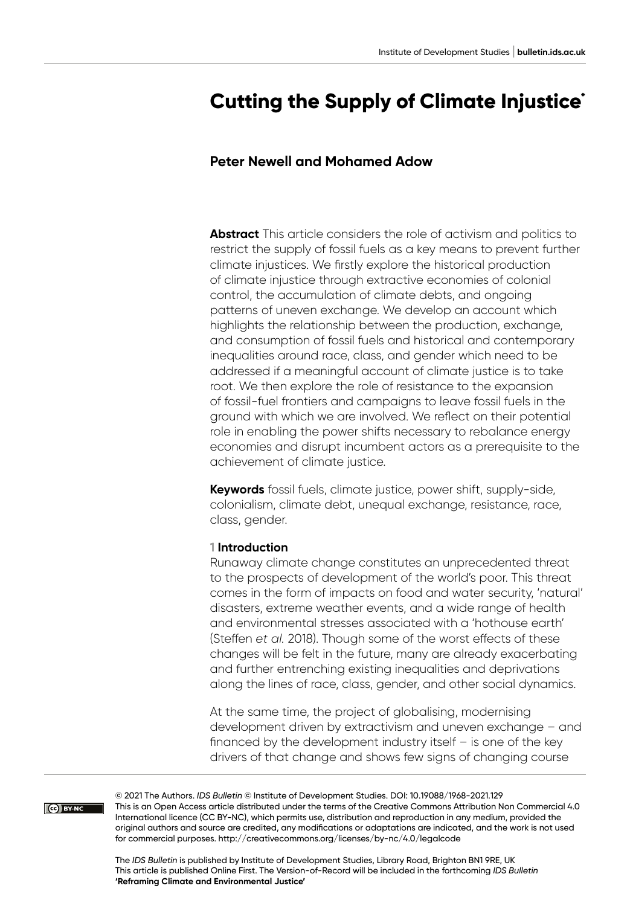# Cutting the Supply of Climate Injustice*

**Peter Newell and Mohamed Adow**

**Abstract** This article considers the role of activism and politics to restrict the supply of fossil fuels as a key means to prevent further climate injustices. We firstly explore the historical production of climate injustice through extractive economies of colonial control, the accumulation of climate debts, and ongoing patterns of uneven exchange. We develop an account which highlights the relationship between the production, exchange, and consumption of fossil fuels and historical and contemporary inequalities around race, class, and gender which need to be addressed if a meaningful account of climate justice is to take root. We then explore the role of resistance to the expansion of fossil-fuel frontiers and campaigns to leave fossil fuels in the ground with which we are involved. We reflect on their potential role in enabling the power shifts necessary to rebalance energy economies and disrupt incumbent actors as a prerequisite to the achievement of climate justice.

**Keywords** fossil fuels, climate justice, power shift, supply-side, colonialism, climate debt, unequal exchange, resistance, race, class, gender.

## 1 Introduction

Runaway climate change constitutes an unprecedented threat to the prospects of development of the world's poor. This threat comes in the form of impacts on food and water security, 'natural' disasters, extreme weather events, and a wide range of health and environmental stresses associated with a 'hothouse earth' (Steffen *et al.* 2018). Though some of the worst effects of these changes will be felt in the future, many are already exacerbating and further entrenching existing inequalities and deprivations along the lines of race, class, gender, and other social dynamics.

At the same time, the project of globalising, modernising development driven by extractivism and uneven exchange – and financed by the development industry itself – is one of the key drivers of that change and shows few signs of changing course

© 2021 The Authors. *IDS Bulletin* © Institute of Development Studies. DOI: 10.19088/1968-2021.129
This is an Open Access article distributed under the terms of the Creative Commons Attribution Non Commercial 4.0 International licence (CC BY-NC), which permits use, distribution and reproduction in any medium, provided the original authors and source are credited, any modifications or adaptations are indicated, and the work is not used for commercial purposes. http://creativecommons.org/licenses/by-nc/4.0/legalcode

The *IDS Bulletin* is published by Institute of Development Studies, Library Road, Brighton BN1 9RE, UK
This article is published Online First. The Version-of-Record will be included in the forthcoming *IDS Bulletin* **'Reframing Climate and Environmental Justice'**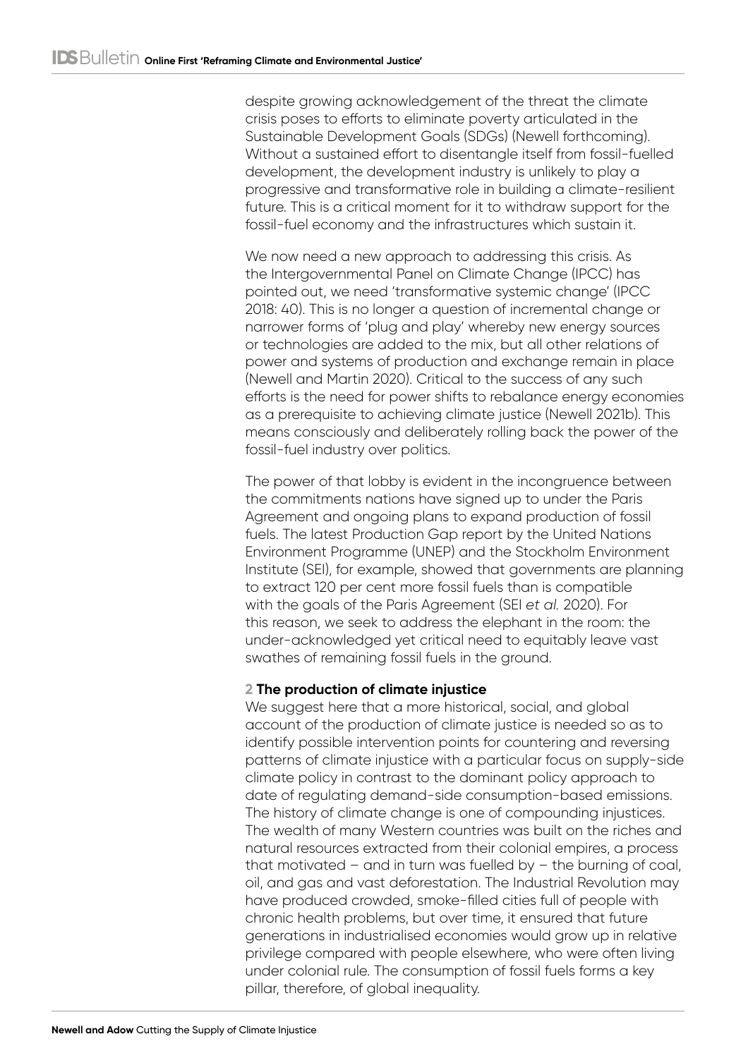despite growing acknowledgement of the threat the climate crisis poses to efforts to eliminate poverty articulated in the Sustainable Development Goals (SDGs) (Newell forthcoming). Without a sustained effort to disentangle itself from fossil-fuelled development, the development industry is unlikely to play a progressive and transformative role in building a climate-resilient future. This is a critical moment for it to withdraw support for the fossil-fuel economy and the infrastructures which sustain it.

We now need a new approach to addressing this crisis. As the Intergovernmental Panel on Climate Change (IPCC) has pointed out, we need 'transformative systemic change' (IPCC 2018: 40). This is no longer a question of incremental change or narrower forms of 'plug and play' whereby new energy sources or technologies are added to the mix, but all other relations of power and systems of production and exchange remain in place (Newell and Martin 2020). Critical to the success of any such efforts is the need for power shifts to rebalance energy economies as a prerequisite to achieving climate justice (Newell 2021b). This means consciously and deliberately rolling back the power of the fossil-fuel industry over politics.

The power of that lobby is evident in the incongruence between the commitments nations have signed up to under the Paris Agreement and ongoing plans to expand production of fossil fuels. The latest Production Gap report by the United Nations Environment Programme (UNEP) and the Stockholm Environment Institute (SEI), for example, showed that governments are planning to extract 120 per cent more fossil fuels than is compatible with the goals of the Paris Agreement (SEI *et al.* 2020). For this reason, we seek to address the elephant in the room: the under-acknowledged yet critical need to equitably leave vast swathes of remaining fossil fuels in the ground.

## 2 The production of climate injustice

We suggest here that a more historical, social, and global account of the production of climate justice is needed so as to identify possible intervention points for countering and reversing patterns of climate injustice with a particular focus on supply-side climate policy in contrast to the dominant policy approach to date of regulating demand-side consumption-based emissions. The history of climate change is one of compounding injustices. The wealth of many Western countries was built on the riches and natural resources extracted from their colonial empires, a process that motivated – and in turn was fuelled by – the burning of coal, oil, and gas and vast deforestation. The Industrial Revolution may have produced crowded, smoke-filled cities full of people with chronic health problems, but over time, it ensured that future generations in industrialised economies would grow up in relative privilege compared with people elsewhere, who were often living under colonial rule. The consumption of fossil fuels forms a key pillar, therefore, of global inequality.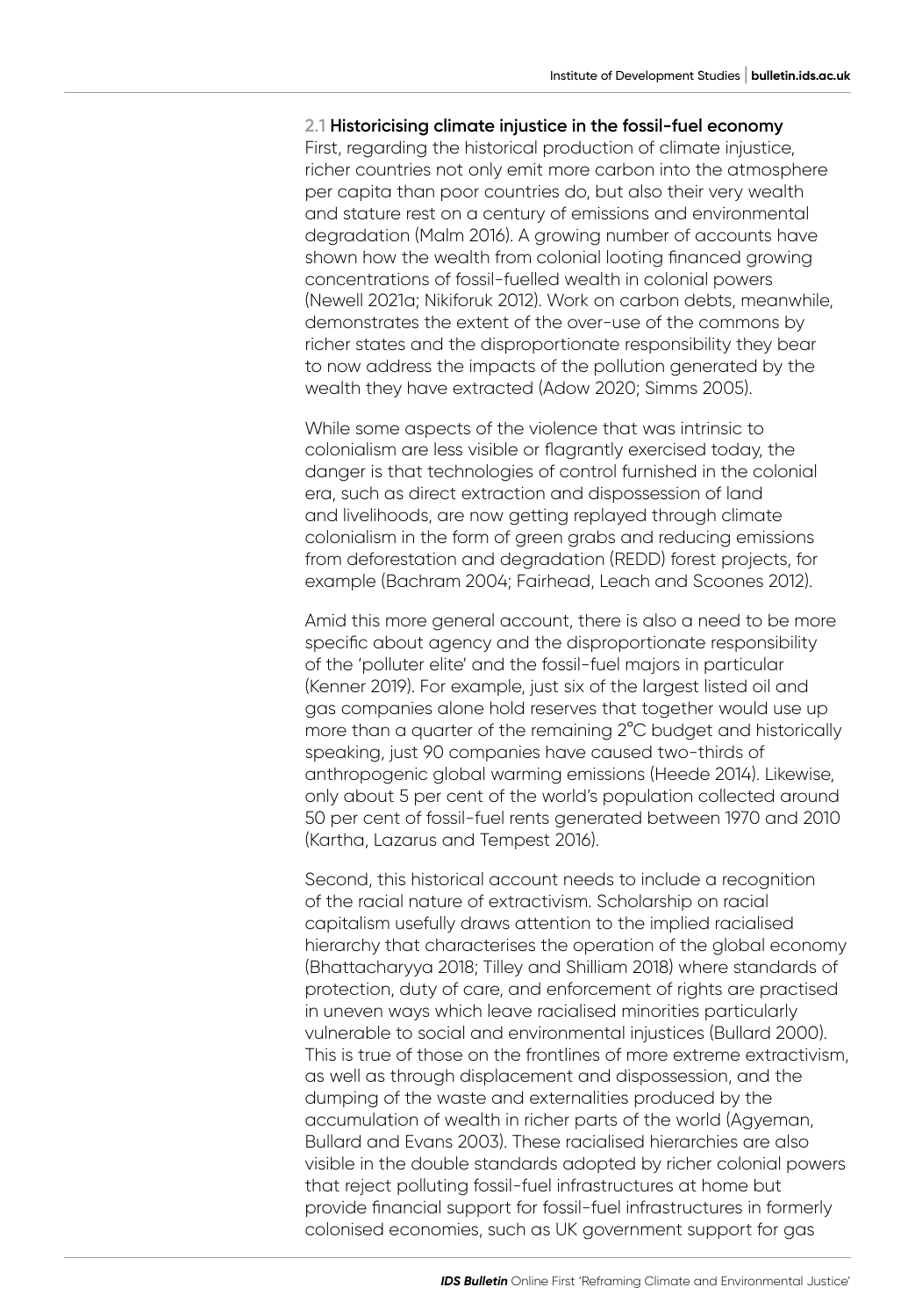### 2.1 Historicising climate injustice in the fossil-fuel economy

First, regarding the historical production of climate injustice, richer countries not only emit more carbon into the atmosphere per capita than poor countries do, but also their very wealth and stature rest on a century of emissions and environmental degradation (Malm 2016). A growing number of accounts have shown how the wealth from colonial looting financed growing concentrations of fossil-fuelled wealth in colonial powers (Newell 2021a; Nikiforuk 2012). Work on carbon debts, meanwhile, demonstrates the extent of the over-use of the commons by richer states and the disproportionate responsibility they bear to now address the impacts of the pollution generated by the wealth they have extracted (Adow 2020; Simms 2005).

While some aspects of the violence that was intrinsic to colonialism are less visible or flagrantly exercised today, the danger is that technologies of control furnished in the colonial era, such as direct extraction and dispossession of land and livelihoods, are now getting replayed through climate colonialism in the form of green grabs and reducing emissions from deforestation and degradation (REDD) forest projects, for example (Bachram 2004; Fairhead, Leach and Scoones 2012).

Amid this more general account, there is also a need to be more specific about agency and the disproportionate responsibility of the 'polluter elite' and the fossil-fuel majors in particular (Kenner 2019). For example, just six of the largest listed oil and gas companies alone hold reserves that together would use up more than a quarter of the remaining 2°C budget and historically speaking, just 90 companies have caused two-thirds of anthropogenic global warming emissions (Heede 2014). Likewise, only about 5 per cent of the world's population collected around 50 per cent of fossil-fuel rents generated between 1970 and 2010 (Kartha, Lazarus and Tempest 2016).

Second, this historical account needs to include a recognition of the racial nature of extractivism. Scholarship on racial capitalism usefully draws attention to the implied racialised hierarchy that characterises the operation of the global economy (Bhattacharyya 2018; Tilley and Shilliam 2018) where standards of protection, duty of care, and enforcement of rights are practised in uneven ways which leave racialised minorities particularly vulnerable to social and environmental injustices (Bullard 2000). This is true of those on the frontlines of more extreme extractivism, as well as through displacement and dispossession, and the dumping of the waste and externalities produced by the accumulation of wealth in richer parts of the world (Agyeman, Bullard and Evans 2003). These racialised hierarchies are also visible in the double standards adopted by richer colonial powers that reject polluting fossil-fuel infrastructures at home but provide financial support for fossil-fuel infrastructures in formerly colonised economies, such as UK government support for gas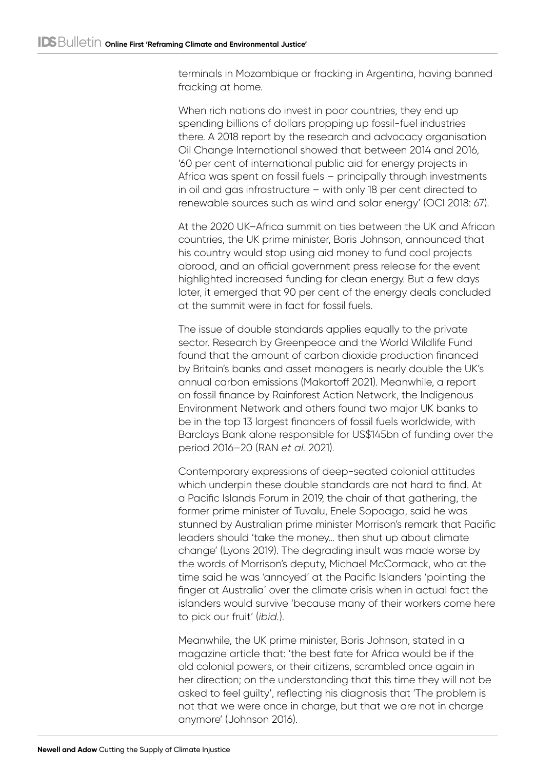terminals in Mozambique or fracking in Argentina, having banned fracking at home.

When rich nations do invest in poor countries, they end up spending billions of dollars propping up fossil-fuel industries there. A 2018 report by the research and advocacy organisation Oil Change International showed that between 2014 and 2016, '60 per cent of international public aid for energy projects in Africa was spent on fossil fuels – principally through investments in oil and gas infrastructure – with only 18 per cent directed to renewable sources such as wind and solar energy' (OCI 2018: 67).

At the 2020 UK–Africa summit on ties between the UK and African countries, the UK prime minister, Boris Johnson, announced that his country would stop using aid money to fund coal projects abroad, and an official government press release for the event highlighted increased funding for clean energy. But a few days later, it emerged that 90 per cent of the energy deals concluded at the summit were in fact for fossil fuels.

The issue of double standards applies equally to the private sector. Research by Greenpeace and the World Wildlife Fund found that the amount of carbon dioxide production financed by Britain's banks and asset managers is nearly double the UK's annual carbon emissions (Makortoff 2021). Meanwhile, a report on fossil finance by Rainforest Action Network, the Indigenous Environment Network and others found two major UK banks to be in the top 13 largest financers of fossil fuels worldwide, with Barclays Bank alone responsible for US$145bn of funding over the period 2016–20 (RAN *et al.* 2021).

Contemporary expressions of deep-seated colonial attitudes which underpin these double standards are not hard to find. At a Pacific Islands Forum in 2019, the chair of that gathering, the former prime minister of Tuvalu, Enele Sopoaga, said he was stunned by Australian prime minister Morrison's remark that Pacific leaders should 'take the money… then shut up about climate change' (Lyons 2019). The degrading insult was made worse by the words of Morrison's deputy, Michael McCormack, who at the time said he was 'annoyed' at the Pacific Islanders 'pointing the finger at Australia' over the climate crisis when in actual fact the islanders would survive 'because many of their workers come here to pick our fruit' (*ibid.*).

Meanwhile, the UK prime minister, Boris Johnson, stated in a magazine article that: 'the best fate for Africa would be if the old colonial powers, or their citizens, scrambled once again in her direction; on the understanding that this time they will not be asked to feel guilty', reflecting his diagnosis that 'The problem is not that we were once in charge, but that we are not in charge anymore' (Johnson 2016).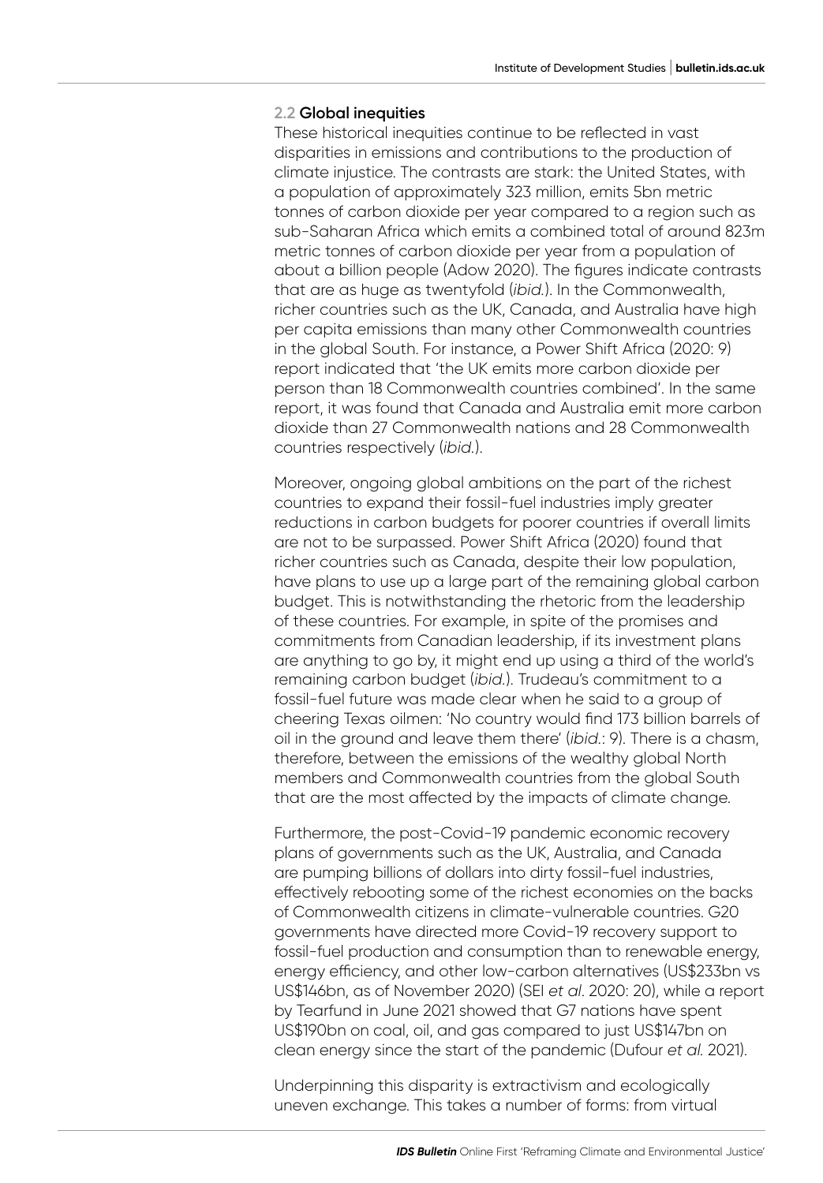### 2.2 Global inequities

These historical inequities continue to be reflected in vast disparities in emissions and contributions to the production of climate injustice. The contrasts are stark: the United States, with a population of approximately 323 million, emits 5bn metric tonnes of carbon dioxide per year compared to a region such as sub-Saharan Africa which emits a combined total of around 823m metric tonnes of carbon dioxide per year from a population of about a billion people (Adow 2020). The figures indicate contrasts that are as huge as twentyfold (*ibid.*). In the Commonwealth, richer countries such as the UK, Canada, and Australia have high per capita emissions than many other Commonwealth countries in the global South. For instance, a Power Shift Africa (2020: 9) report indicated that 'the UK emits more carbon dioxide per person than 18 Commonwealth countries combined'. In the same report, it was found that Canada and Australia emit more carbon dioxide than 27 Commonwealth nations and 28 Commonwealth countries respectively (*ibid.*).

Moreover, ongoing global ambitions on the part of the richest countries to expand their fossil-fuel industries imply greater reductions in carbon budgets for poorer countries if overall limits are not to be surpassed. Power Shift Africa (2020) found that richer countries such as Canada, despite their low population, have plans to use up a large part of the remaining global carbon budget. This is notwithstanding the rhetoric from the leadership of these countries. For example, in spite of the promises and commitments from Canadian leadership, if its investment plans are anything to go by, it might end up using a third of the world's remaining carbon budget (*ibid.*). Trudeau's commitment to a fossil-fuel future was made clear when he said to a group of cheering Texas oilmen: 'No country would find 173 billion barrels of oil in the ground and leave them there' (*ibid.*: 9). There is a chasm, therefore, between the emissions of the wealthy global North members and Commonwealth countries from the global South that are the most affected by the impacts of climate change.

Furthermore, the post-Covid-19 pandemic economic recovery plans of governments such as the UK, Australia, and Canada are pumping billions of dollars into dirty fossil-fuel industries, effectively rebooting some of the richest economies on the backs of Commonwealth citizens in climate-vulnerable countries. G20 governments have directed more Covid-19 recovery support to fossil-fuel production and consumption than to renewable energy, energy efficiency, and other low-carbon alternatives (US$233bn vs US$146bn, as of November 2020) (SEI *et al*. 2020: 20), while a report by Tearfund in June 2021 showed that G7 nations have spent US$190bn on coal, oil, and gas compared to just US$147bn on clean energy since the start of the pandemic (Dufour *et al.* 2021).

Underpinning this disparity is extractivism and ecologically uneven exchange. This takes a number of forms: from virtual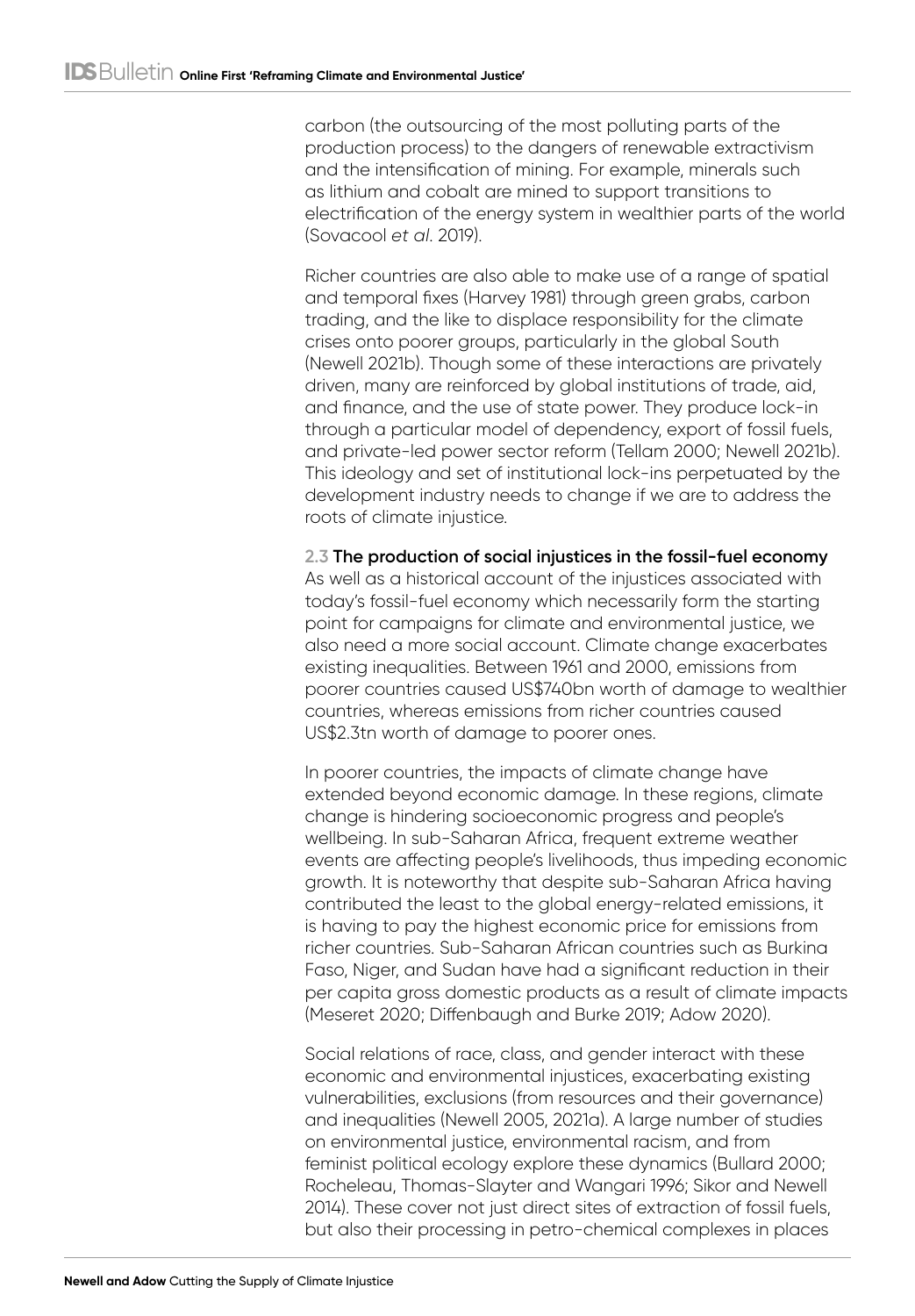carbon (the outsourcing of the most polluting parts of the production process) to the dangers of renewable extractivism and the intensification of mining. For example, minerals such as lithium and cobalt are mined to support transitions to electrification of the energy system in wealthier parts of the world (Sovacool *et al*. 2019).

Richer countries are also able to make use of a range of spatial and temporal fixes (Harvey 1981) through green grabs, carbon trading, and the like to displace responsibility for the climate crises onto poorer groups, particularly in the global South (Newell 2021b). Though some of these interactions are privately driven, many are reinforced by global institutions of trade, aid, and finance, and the use of state power. They produce lock-in through a particular model of dependency, export of fossil fuels, and private-led power sector reform (Tellam 2000; Newell 2021b). This ideology and set of institutional lock-ins perpetuated by the development industry needs to change if we are to address the roots of climate injustice.

### 2.3 The production of social injustices in the fossil-fuel economy

As well as a historical account of the injustices associated with today's fossil-fuel economy which necessarily form the starting point for campaigns for climate and environmental justice, we also need a more social account. Climate change exacerbates existing inequalities. Between 1961 and 2000, emissions from poorer countries caused US$740bn worth of damage to wealthier countries, whereas emissions from richer countries caused US$2.3tn worth of damage to poorer ones.

In poorer countries, the impacts of climate change have extended beyond economic damage. In these regions, climate change is hindering socioeconomic progress and people's wellbeing. In sub-Saharan Africa, frequent extreme weather events are affecting people's livelihoods, thus impeding economic growth. It is noteworthy that despite sub-Saharan Africa having contributed the least to the global energy-related emissions, it is having to pay the highest economic price for emissions from richer countries. Sub-Saharan African countries such as Burkina Faso, Niger, and Sudan have had a significant reduction in their per capita gross domestic products as a result of climate impacts (Meseret 2020; Diffenbaugh and Burke 2019; Adow 2020).

Social relations of race, class, and gender interact with these economic and environmental injustices, exacerbating existing vulnerabilities, exclusions (from resources and their governance) and inequalities (Newell 2005, 2021a). A large number of studies on environmental justice, environmental racism, and from feminist political ecology explore these dynamics (Bullard 2000; Rocheleau, Thomas-Slayter and Wangari 1996; Sikor and Newell 2014). These cover not just direct sites of extraction of fossil fuels, but also their processing in petro-chemical complexes in places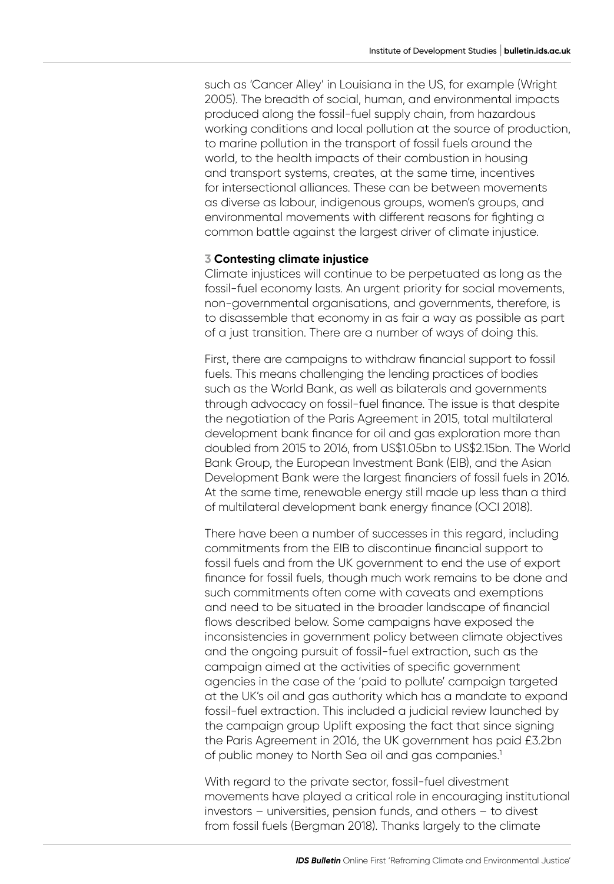such as 'Cancer Alley' in Louisiana in the US, for example (Wright 2005). The breadth of social, human, and environmental impacts produced along the fossil-fuel supply chain, from hazardous working conditions and local pollution at the source of production, to marine pollution in the transport of fossil fuels around the world, to the health impacts of their combustion in housing and transport systems, creates, at the same time, incentives for intersectional alliances. These can be between movements as diverse as labour, indigenous groups, women's groups, and environmental movements with different reasons for fighting a common battle against the largest driver of climate injustice.

## 3 Contesting climate injustice

Climate injustices will continue to be perpetuated as long as the fossil-fuel economy lasts. An urgent priority for social movements, non-governmental organisations, and governments, therefore, is to disassemble that economy in as fair a way as possible as part of a just transition. There are a number of ways of doing this.

First, there are campaigns to withdraw financial support to fossil fuels. This means challenging the lending practices of bodies such as the World Bank, as well as bilaterals and governments through advocacy on fossil-fuel finance. The issue is that despite the negotiation of the Paris Agreement in 2015, total multilateral development bank finance for oil and gas exploration more than doubled from 2015 to 2016, from US$1.05bn to US$2.15bn. The World Bank Group, the European Investment Bank (EIB), and the Asian Development Bank were the largest financiers of fossil fuels in 2016. At the same time, renewable energy still made up less than a third of multilateral development bank energy finance (OCI 2018).

There have been a number of successes in this regard, including commitments from the EIB to discontinue financial support to fossil fuels and from the UK government to end the use of export finance for fossil fuels, though much work remains to be done and such commitments often come with caveats and exemptions and need to be situated in the broader landscape of financial flows described below. Some campaigns have exposed the inconsistencies in government policy between climate objectives and the ongoing pursuit of fossil-fuel extraction, such as the campaign aimed at the activities of specific government agencies in the case of the 'paid to pollute' campaign targeted at the UK's oil and gas authority which has a mandate to expand fossil-fuel extraction. This included a judicial review launched by the campaign group Uplift exposing the fact that since signing the Paris Agreement in 2016, the UK government has paid £3.2bn of public money to North Sea oil and gas companies.[1]

With regard to the private sector, fossil-fuel divestment movements have played a critical role in encouraging institutional investors – universities, pension funds, and others – to divest from fossil fuels (Bergman 2018). Thanks largely to the climate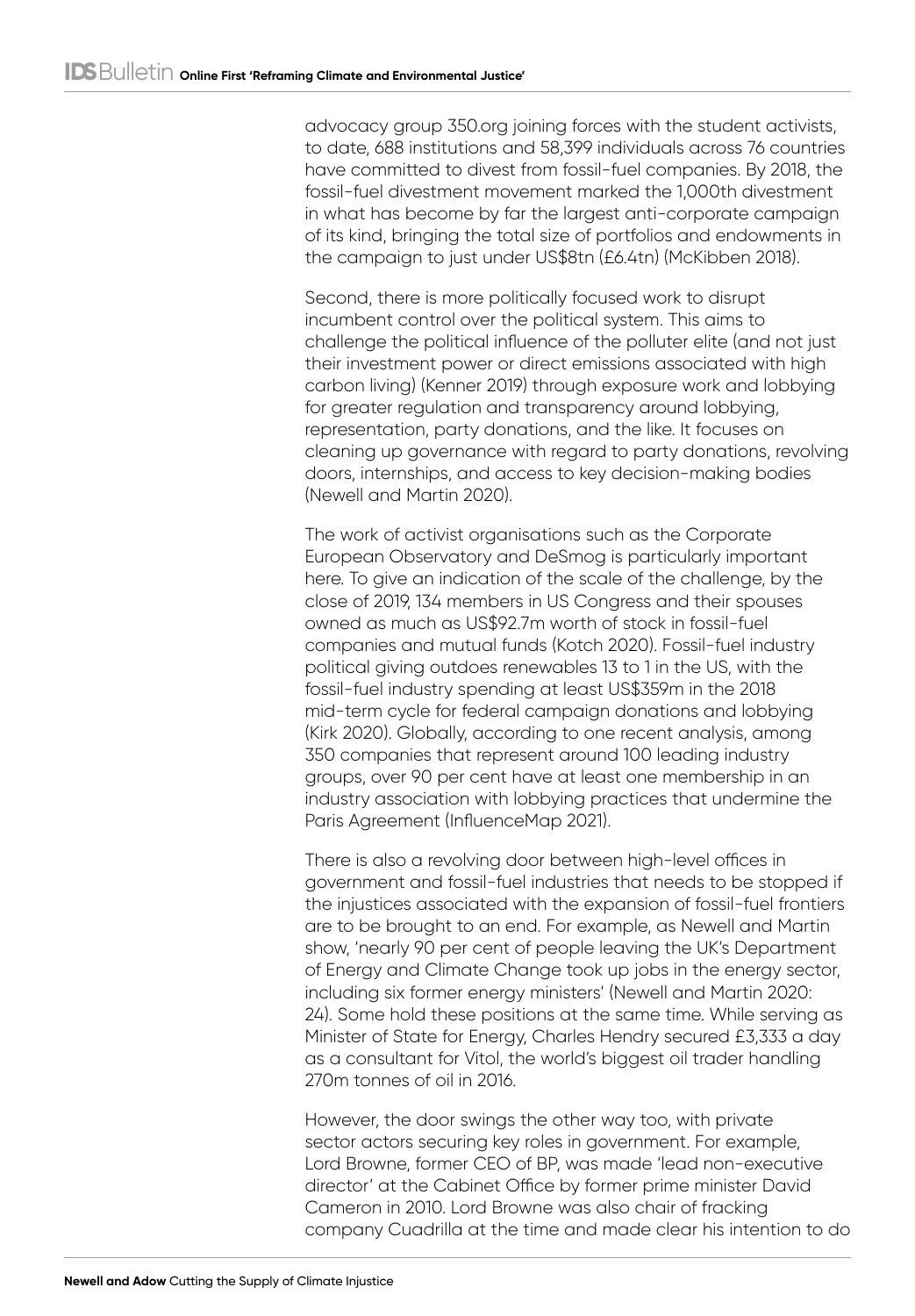advocacy group 350.org joining forces with the student activists, to date, 688 institutions and 58,399 individuals across 76 countries have committed to divest from fossil-fuel companies. By 2018, the fossil-fuel divestment movement marked the 1,000th divestment in what has become by far the largest anti-corporate campaign of its kind, bringing the total size of portfolios and endowments in the campaign to just under US$8tn (£6.4tn) (McKibben 2018).

Second, there is more politically focused work to disrupt incumbent control over the political system. This aims to challenge the political influence of the polluter elite (and not just their investment power or direct emissions associated with high carbon living) (Kenner 2019) through exposure work and lobbying for greater regulation and transparency around lobbying, representation, party donations, and the like. It focuses on cleaning up governance with regard to party donations, revolving doors, internships, and access to key decision-making bodies (Newell and Martin 2020).

The work of activist organisations such as the Corporate European Observatory and DeSmog is particularly important here. To give an indication of the scale of the challenge, by the close of 2019, 134 members in US Congress and their spouses owned as much as US$92.7m worth of stock in fossil-fuel companies and mutual funds (Kotch 2020). Fossil-fuel industry political giving outdoes renewables 13 to 1 in the US, with the fossil-fuel industry spending at least US$359m in the 2018 mid-term cycle for federal campaign donations and lobbying (Kirk 2020). Globally, according to one recent analysis, among 350 companies that represent around 100 leading industry groups, over 90 per cent have at least one membership in an industry association with lobbying practices that undermine the Paris Agreement (InfluenceMap 2021).

There is also a revolving door between high-level offices in government and fossil-fuel industries that needs to be stopped if the injustices associated with the expansion of fossil-fuel frontiers are to be brought to an end. For example, as Newell and Martin show, 'nearly 90 per cent of people leaving the UK's Department of Energy and Climate Change took up jobs in the energy sector, including six former energy ministers' (Newell and Martin 2020: 24). Some hold these positions at the same time. While serving as Minister of State for Energy, Charles Hendry secured £3,333 a day as a consultant for Vitol, the world's biggest oil trader handling 270m tonnes of oil in 2016.

However, the door swings the other way too, with private sector actors securing key roles in government. For example, Lord Browne, former CEO of BP, was made 'lead non-executive director' at the Cabinet Office by former prime minister David Cameron in 2010. Lord Browne was also chair of fracking company Cuadrilla at the time and made clear his intention to do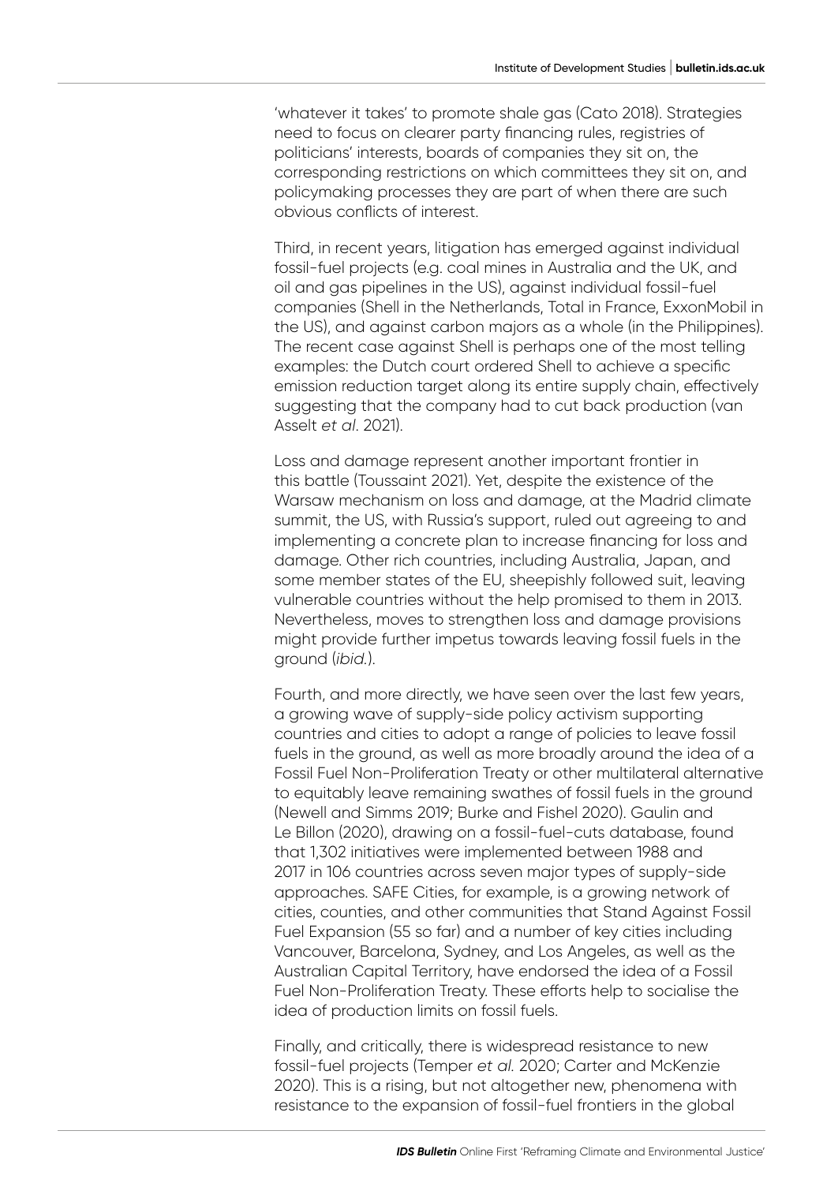'whatever it takes' to promote shale gas (Cato 2018). Strategies need to focus on clearer party financing rules, registries of politicians' interests, boards of companies they sit on, the corresponding restrictions on which committees they sit on, and policymaking processes they are part of when there are such obvious conflicts of interest.

Third, in recent years, litigation has emerged against individual fossil-fuel projects (e.g. coal mines in Australia and the UK, and oil and gas pipelines in the US), against individual fossil-fuel companies (Shell in the Netherlands, Total in France, ExxonMobil in the US), and against carbon majors as a whole (in the Philippines). The recent case against Shell is perhaps one of the most telling examples: the Dutch court ordered Shell to achieve a specific emission reduction target along its entire supply chain, effectively suggesting that the company had to cut back production (van Asselt *et al*. 2021).

Loss and damage represent another important frontier in this battle (Toussaint 2021). Yet, despite the existence of the Warsaw mechanism on loss and damage, at the Madrid climate summit, the US, with Russia's support, ruled out agreeing to and implementing a concrete plan to increase financing for loss and damage. Other rich countries, including Australia, Japan, and some member states of the EU, sheepishly followed suit, leaving vulnerable countries without the help promised to them in 2013. Nevertheless, moves to strengthen loss and damage provisions might provide further impetus towards leaving fossil fuels in the ground (*ibid.*).

Fourth, and more directly, we have seen over the last few years, a growing wave of supply-side policy activism supporting countries and cities to adopt a range of policies to leave fossil fuels in the ground, as well as more broadly around the idea of a Fossil Fuel Non-Proliferation Treaty or other multilateral alternative to equitably leave remaining swathes of fossil fuels in the ground (Newell and Simms 2019; Burke and Fishel 2020). Gaulin and Le Billon (2020), drawing on a fossil-fuel-cuts database, found that 1,302 initiatives were implemented between 1988 and 2017 in 106 countries across seven major types of supply-side approaches. SAFE Cities, for example, is a growing network of cities, counties, and other communities that Stand Against Fossil Fuel Expansion (55 so far) and a number of key cities including Vancouver, Barcelona, Sydney, and Los Angeles, as well as the Australian Capital Territory, have endorsed the idea of a Fossil Fuel Non-Proliferation Treaty. These efforts help to socialise the idea of production limits on fossil fuels.

Finally, and critically, there is widespread resistance to new fossil-fuel projects (Temper *et al.* 2020; Carter and McKenzie 2020). This is a rising, but not altogether new, phenomena with resistance to the expansion of fossil-fuel frontiers in the global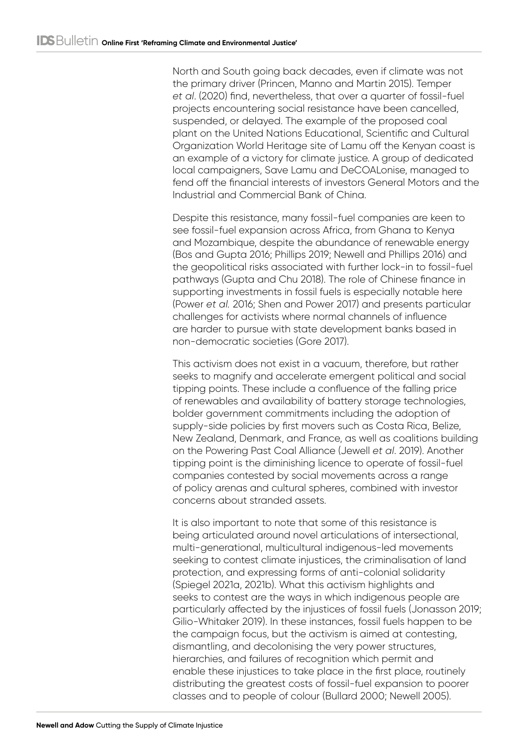North and South going back decades, even if climate was not the primary driver (Princen, Manno and Martin 2015). Temper *et al*. (2020) find, nevertheless, that over a quarter of fossil-fuel projects encountering social resistance have been cancelled, suspended, or delayed. The example of the proposed coal plant on the United Nations Educational, Scientific and Cultural Organization World Heritage site of Lamu off the Kenyan coast is an example of a victory for climate justice. A group of dedicated local campaigners, Save Lamu and DeCOALonise, managed to fend off the financial interests of investors General Motors and the Industrial and Commercial Bank of China.

Despite this resistance, many fossil-fuel companies are keen to see fossil-fuel expansion across Africa, from Ghana to Kenya and Mozambique, despite the abundance of renewable energy (Bos and Gupta 2016; Phillips 2019; Newell and Phillips 2016) and the geopolitical risks associated with further lock-in to fossil-fuel pathways (Gupta and Chu 2018). The role of Chinese finance in supporting investments in fossil fuels is especially notable here (Power *et al.* 2016; Shen and Power 2017) and presents particular challenges for activists where normal channels of influence are harder to pursue with state development banks based in non-democratic societies (Gore 2017).

This activism does not exist in a vacuum, therefore, but rather seeks to magnify and accelerate emergent political and social tipping points. These include a confluence of the falling price of renewables and availability of battery storage technologies, bolder government commitments including the adoption of supply-side policies by first movers such as Costa Rica, Belize, New Zealand, Denmark, and France, as well as coalitions building on the Powering Past Coal Alliance (Jewell *et al*. 2019). Another tipping point is the diminishing licence to operate of fossil-fuel companies contested by social movements across a range of policy arenas and cultural spheres, combined with investor concerns about stranded assets.

It is also important to note that some of this resistance is being articulated around novel articulations of intersectional, multi-generational, multicultural indigenous-led movements seeking to contest climate injustices, the criminalisation of land protection, and expressing forms of anti-colonial solidarity (Spiegel 2021a, 2021b). What this activism highlights and seeks to contest are the ways in which indigenous people are particularly affected by the injustices of fossil fuels (Jonasson 2019; Gilio-Whitaker 2019). In these instances, fossil fuels happen to be the campaign focus, but the activism is aimed at contesting, dismantling, and decolonising the very power structures, hierarchies, and failures of recognition which permit and enable these injustices to take place in the first place, routinely distributing the greatest costs of fossil-fuel expansion to poorer classes and to people of colour (Bullard 2000; Newell 2005).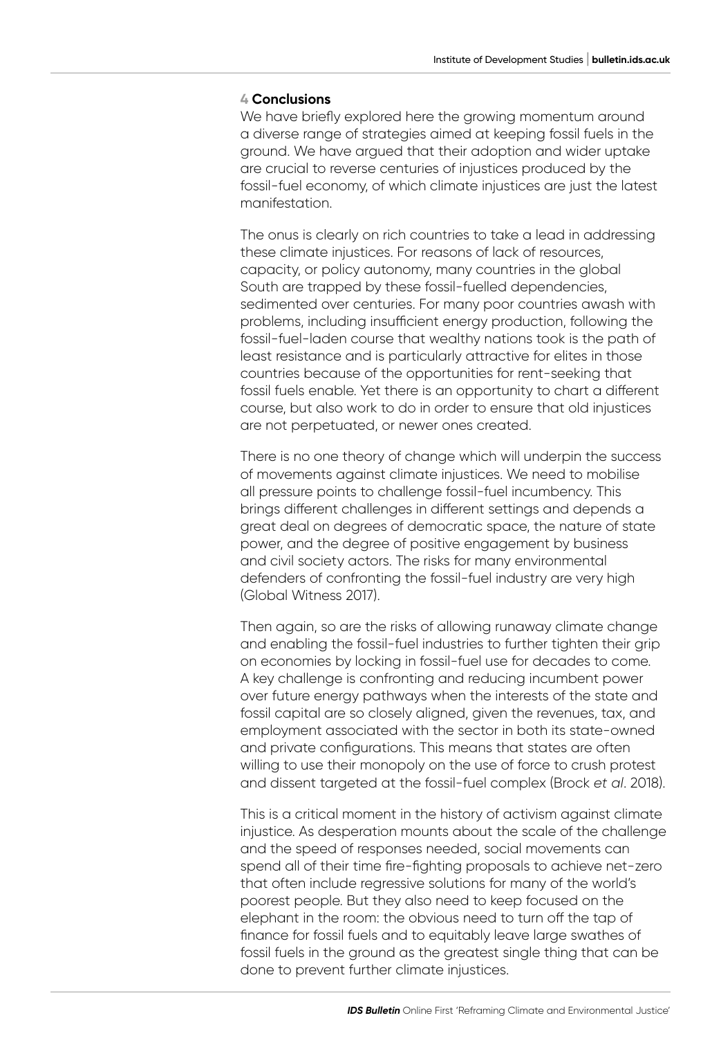## 4 Conclusions

We have briefly explored here the growing momentum around a diverse range of strategies aimed at keeping fossil fuels in the ground. We have argued that their adoption and wider uptake are crucial to reverse centuries of injustices produced by the fossil-fuel economy, of which climate injustices are just the latest manifestation.

The onus is clearly on rich countries to take a lead in addressing these climate injustices. For reasons of lack of resources, capacity, or policy autonomy, many countries in the global South are trapped by these fossil-fuelled dependencies, sedimented over centuries. For many poor countries awash with problems, including insufficient energy production, following the fossil-fuel-laden course that wealthy nations took is the path of least resistance and is particularly attractive for elites in those countries because of the opportunities for rent-seeking that fossil fuels enable. Yet there is an opportunity to chart a different course, but also work to do in order to ensure that old injustices are not perpetuated, or newer ones created.

There is no one theory of change which will underpin the success of movements against climate injustices. We need to mobilise all pressure points to challenge fossil-fuel incumbency. This brings different challenges in different settings and depends a great deal on degrees of democratic space, the nature of state power, and the degree of positive engagement by business and civil society actors. The risks for many environmental defenders of confronting the fossil-fuel industry are very high (Global Witness 2017).

Then again, so are the risks of allowing runaway climate change and enabling the fossil-fuel industries to further tighten their grip on economies by locking in fossil-fuel use for decades to come. A key challenge is confronting and reducing incumbent power over future energy pathways when the interests of the state and fossil capital are so closely aligned, given the revenues, tax, and employment associated with the sector in both its state-owned and private configurations. This means that states are often willing to use their monopoly on the use of force to crush protest and dissent targeted at the fossil-fuel complex (Brock *et al*. 2018).

This is a critical moment in the history of activism against climate injustice. As desperation mounts about the scale of the challenge and the speed of responses needed, social movements can spend all of their time fire-fighting proposals to achieve net-zero that often include regressive solutions for many of the world's poorest people. But they also need to keep focused on the elephant in the room: the obvious need to turn off the tap of finance for fossil fuels and to equitably leave large swathes of fossil fuels in the ground as the greatest single thing that can be done to prevent further climate injustices.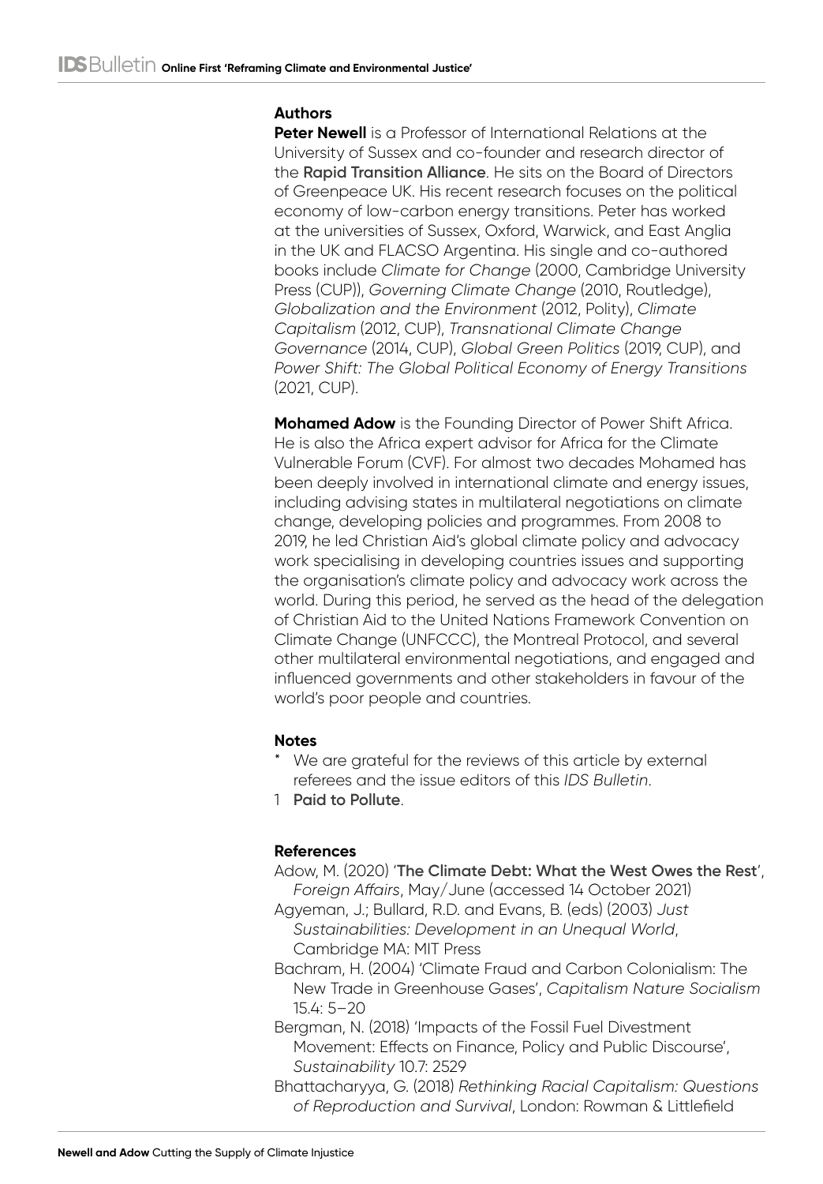## Authors

**Peter Newell** is a Professor of International Relations at the University of Sussex and co-founder and research director of the **Rapid Transition Alliance**. He sits on the Board of Directors of Greenpeace UK. His recent research focuses on the political economy of low-carbon energy transitions. Peter has worked at the universities of Sussex, Oxford, Warwick, and East Anglia in the UK and FLACSO Argentina. His single and co-authored books include *Climate for Change* (2000, Cambridge University Press (CUP)), *Governing Climate Change* (2010, Routledge), *Globalization and the Environment* (2012, Polity), *Climate Capitalism* (2012, CUP), *Transnational Climate Change Governance* (2014, CUP), *Global Green Politics* (2019, CUP), and *Power Shift: The Global Political Economy of Energy Transitions* (2021, CUP).

**Mohamed Adow** is the Founding Director of Power Shift Africa. He is also the Africa expert advisor for Africa for the Climate Vulnerable Forum (CVF). For almost two decades Mohamed has been deeply involved in international climate and energy issues, including advising states in multilateral negotiations on climate change, developing policies and programmes. From 2008 to 2019, he led Christian Aid's global climate policy and advocacy work specialising in developing countries issues and supporting the organisation's climate policy and advocacy work across the world. During this period, he served as the head of the delegation of Christian Aid to the United Nations Framework Convention on Climate Change (UNFCCC), the Montreal Protocol, and several other multilateral environmental negotiations, and engaged and influenced governments and other stakeholders in favour of the world's poor people and countries.

## Notes

\* We are grateful for the reviews of this article by external referees and the issue editors of this *IDS Bulletin*.

1 **Paid to Pollute**.

## References

Adow, M. (2020) '**The Climate Debt: What the West Owes the Rest**', *Foreign Affairs*, May/June (accessed 14 October 2021)

Agyeman, J.; Bullard, R.D. and Evans, B. (eds) (2003) *Just Sustainabilities: Development in an Unequal World*, Cambridge MA: MIT Press

Bachram, H. (2004) 'Climate Fraud and Carbon Colonialism: The New Trade in Greenhouse Gases', *Capitalism Nature Socialism* 15.4: 5–20

Bergman, N. (2018) 'Impacts of the Fossil Fuel Divestment Movement: Effects on Finance, Policy and Public Discourse', *Sustainability* 10.7: 2529

Bhattacharyya, G. (2018) *Rethinking Racial Capitalism: Questions of Reproduction and Survival*, London: Rowman & Littlefield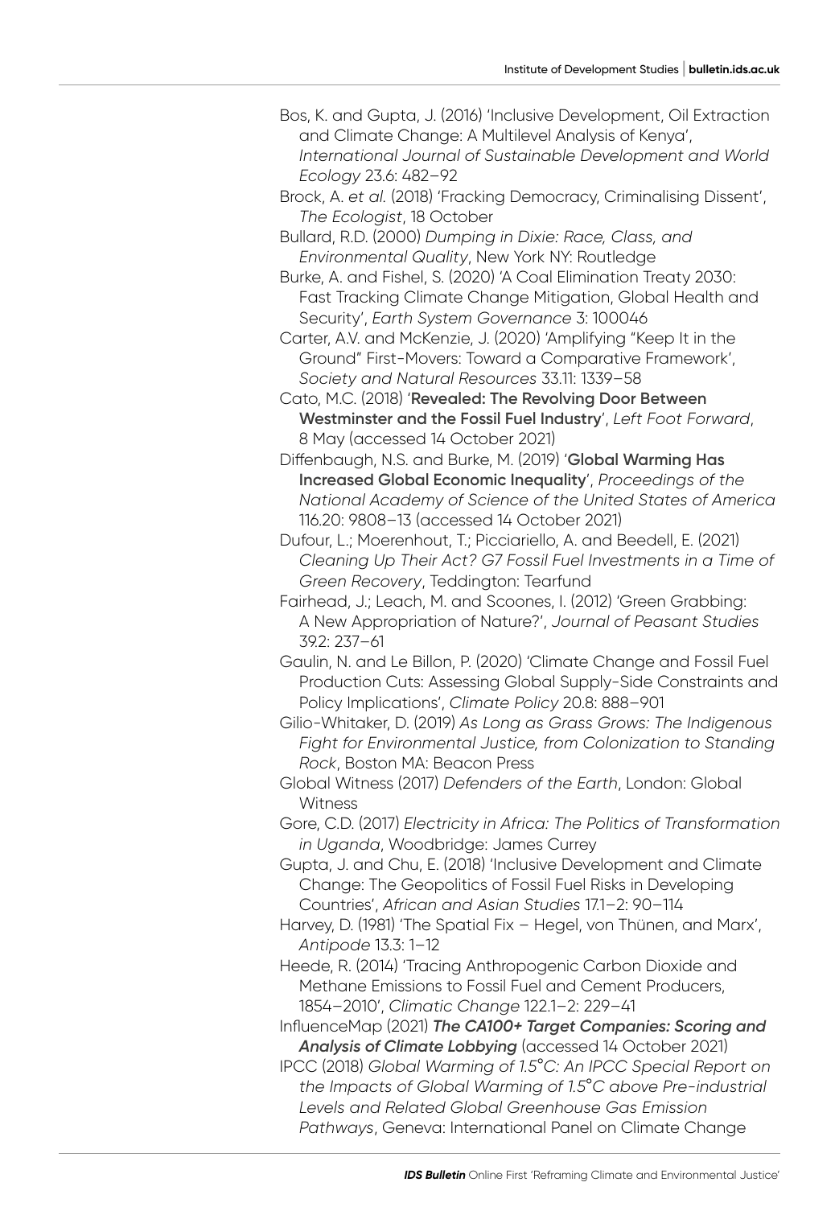Bos, K. and Gupta, J. (2016) 'Inclusive Development, Oil Extraction and Climate Change: A Multilevel Analysis of Kenya', *International Journal of Sustainable Development and World Ecology* 23.6: 482–92

Brock, A. *et al.* (2018) 'Fracking Democracy, Criminalising Dissent', *The Ecologist*, 18 October

Bullard, R.D. (2000) *Dumping in Dixie: Race, Class, and Environmental Quality*, New York NY: Routledge

Burke, A. and Fishel, S. (2020) 'A Coal Elimination Treaty 2030: Fast Tracking Climate Change Mitigation, Global Health and Security', *Earth System Governance* 3: 100046

Carter, A.V. and McKenzie, J. (2020) 'Amplifying "Keep It in the Ground" First-Movers: Toward a Comparative Framework', *Society and Natural Resources* 33.11: 1339–58

Cato, M.C. (2018) '**Revealed: The Revolving Door Between Westminster and the Fossil Fuel Industry**', *Left Foot Forward*, 8 May (accessed 14 October 2021)

Diffenbaugh, N.S. and Burke, M. (2019) '**Global Warming Has Increased Global Economic Inequality**', *Proceedings of the National Academy of Science of the United States of America* 116.20: 9808–13 (accessed 14 October 2021)

Dufour, L.; Moerenhout, T.; Picciariello, A. and Beedell, E. (2021) *Cleaning Up Their Act? G7 Fossil Fuel Investments in a Time of Green Recovery*, Teddington: Tearfund

Fairhead, J.; Leach, M. and Scoones, I. (2012) 'Green Grabbing: A New Appropriation of Nature?', *Journal of Peasant Studies* 39.2: 237–61

Gaulin, N. and Le Billon, P. (2020) 'Climate Change and Fossil Fuel Production Cuts: Assessing Global Supply-Side Constraints and Policy Implications', *Climate Policy* 20.8: 888–901

Gilio-Whitaker, D. (2019) *As Long as Grass Grows: The Indigenous Fight for Environmental Justice, from Colonization to Standing Rock*, Boston MA: Beacon Press

Global Witness (2017) *Defenders of the Earth*, London: Global Witness

Gore, C.D. (2017) *Electricity in Africa: The Politics of Transformation in Uganda*, Woodbridge: James Currey

Gupta, J. and Chu, E. (2018) 'Inclusive Development and Climate Change: The Geopolitics of Fossil Fuel Risks in Developing Countries', *African and Asian Studies* 17.1–2: 90–114

Harvey, D. (1981) 'The Spatial Fix – Hegel, von Thünen, and Marx', *Antipode* 13.3: 1–12

Heede, R. (2014) 'Tracing Anthropogenic Carbon Dioxide and Methane Emissions to Fossil Fuel and Cement Producers, 1854–2010', *Climatic Change* 122.1–2: 229–41

InfluenceMap (2021) ***The CA100+ Target Companies: Scoring and Analysis of Climate Lobbying*** (accessed 14 October 2021)

IPCC (2018) *Global Warming of 1.5°C: An IPCC Special Report on the Impacts of Global Warming of 1.5°C above Pre-industrial Levels and Related Global Greenhouse Gas Emission Pathways*, Geneva: International Panel on Climate Change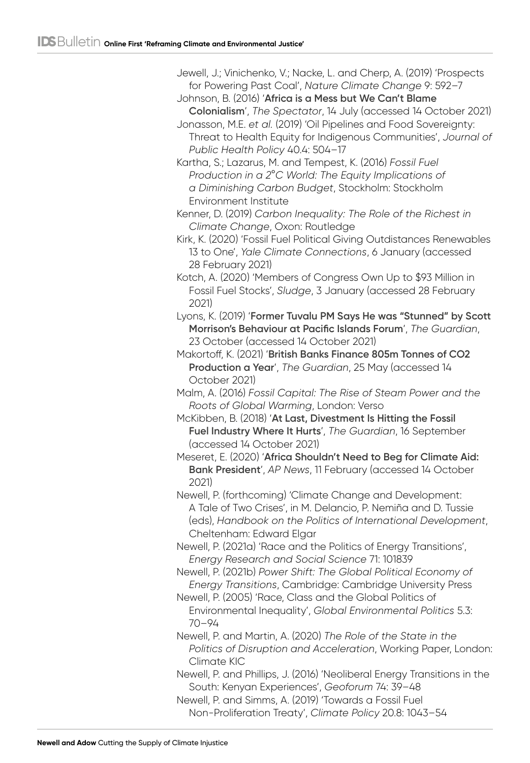Jewell, J.; Vinichenko, V.; Nacke, L. and Cherp, A. (2019) 'Prospects for Powering Past Coal', *Nature Climate Change* 9: 592–7

Johnson, B. (2016) '**Africa is a Mess but We Can't Blame Colonialism**', *The Spectator*, 14 July (accessed 14 October 2021)

Jonasson, M.E. *et al.* (2019) 'Oil Pipelines and Food Sovereignty: Threat to Health Equity for Indigenous Communities', *Journal of Public Health Policy* 40.4: 504–17

Kartha, S.; Lazarus, M. and Tempest, K. (2016) *Fossil Fuel Production in a 2°C World: The Equity Implications of a Diminishing Carbon Budget*, Stockholm: Stockholm Environment Institute

Kenner, D. (2019) *Carbon Inequality: The Role of the Richest in Climate Change*, Oxon: Routledge

Kirk, K. (2020) 'Fossil Fuel Political Giving Outdistances Renewables 13 to One', *Yale Climate Connections*, 6 January (accessed 28 February 2021)

Kotch, A. (2020) 'Members of Congress Own Up to $93 Million in Fossil Fuel Stocks', *Sludge*, 3 January (accessed 28 February 2021)

Lyons, K. (2019) '**Former Tuvalu PM Says He was "Stunned" by Scott Morrison's Behaviour at Pacific Islands Forum**', *The Guardian*, 23 October (accessed 14 October 2021)

Makortoff, K. (2021) '**British Banks Finance 805m Tonnes of CO2 Production a Year**', *The Guardian*, 25 May (accessed 14 October 2021)

Malm, A. (2016) *Fossil Capital: The Rise of Steam Power and the Roots of Global Warming*, London: Verso

McKibben, B. (2018) '**At Last, Divestment Is Hitting the Fossil Fuel Industry Where It Hurts**', *The Guardian*, 16 September (accessed 14 October 2021)

Meseret, E. (2020) '**Africa Shouldn't Need to Beg for Climate Aid: Bank President**', *AP News*, 11 February (accessed 14 October 2021)

Newell, P. (forthcoming) 'Climate Change and Development: A Tale of Two Crises', in M. Delancio, P. Nemiña and D. Tussie (eds), *Handbook on the Politics of International Development*, Cheltenham: Edward Elgar

Newell, P. (2021a) 'Race and the Politics of Energy Transitions', *Energy Research and Social Science* 71: 101839

Newell, P. (2021b) *Power Shift: The Global Political Economy of Energy Transitions*, Cambridge: Cambridge University Press

Newell, P. (2005) 'Race, Class and the Global Politics of Environmental Inequality', *Global Environmental Politics* 5.3: 70–94

Newell, P. and Martin, A. (2020) *The Role of the State in the Politics of Disruption and Acceleration*, Working Paper, London: Climate KIC

Newell, P. and Phillips, J. (2016) 'Neoliberal Energy Transitions in the South: Kenyan Experiences', *Geoforum* 74: 39–48

Newell, P. and Simms, A. (2019) 'Towards a Fossil Fuel Non-Proliferation Treaty', *Climate Policy* 20.8: 1043–54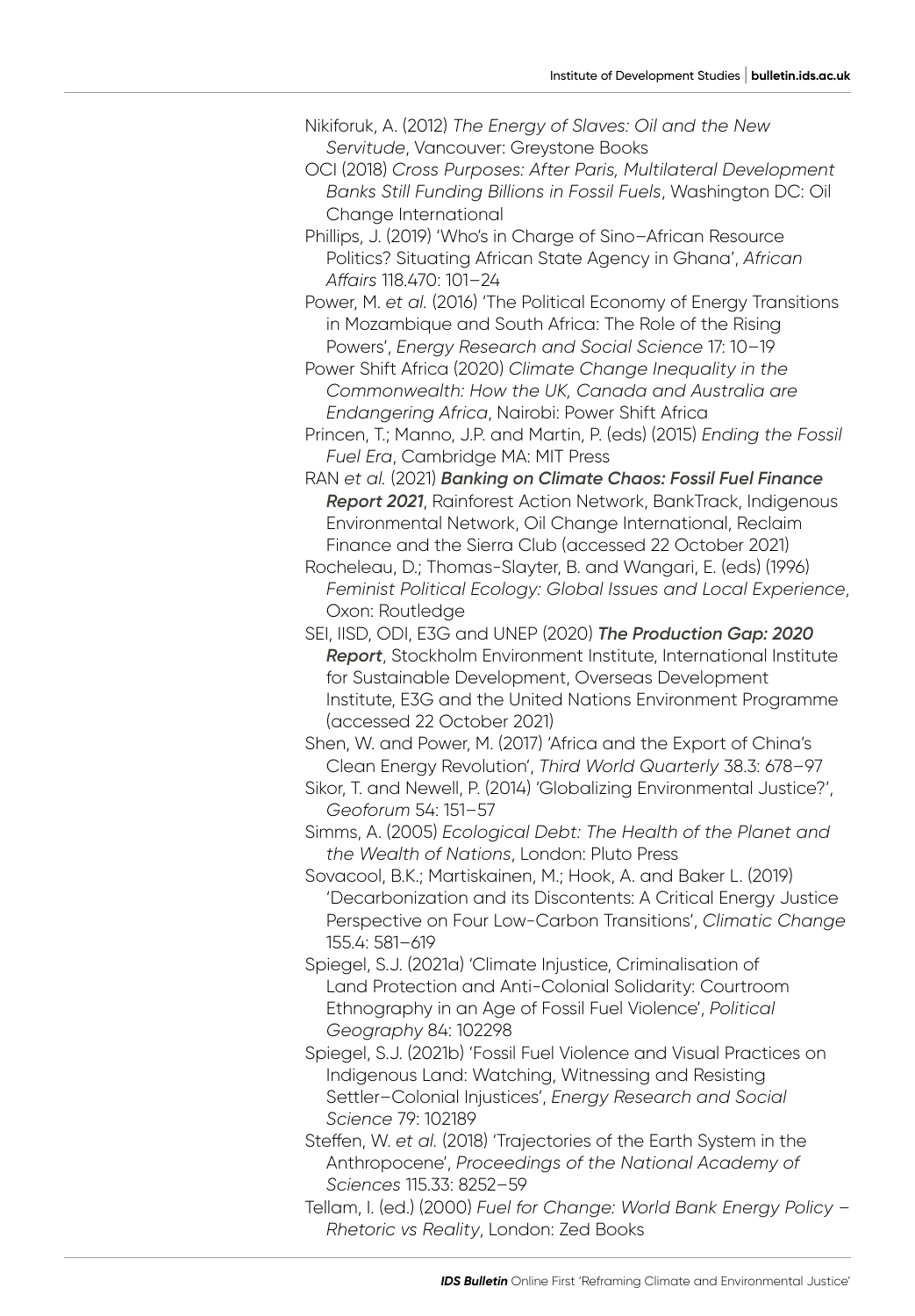Nikiforuk, A. (2012) *The Energy of Slaves: Oil and the New Servitude*, Vancouver: Greystone Books

OCI (2018) *Cross Purposes: After Paris, Multilateral Development Banks Still Funding Billions in Fossil Fuels*, Washington DC: Oil Change International

Phillips, J. (2019) 'Who's in Charge of Sino–African Resource Politics? Situating African State Agency in Ghana', *African Affairs* 118.470: 101–24

Power, M. *et al.* (2016) 'The Political Economy of Energy Transitions in Mozambique and South Africa: The Role of the Rising Powers', *Energy Research and Social Science* 17: 10–19

Power Shift Africa (2020) *Climate Change Inequality in the Commonwealth: How the UK, Canada and Australia are Endangering Africa*, Nairobi: Power Shift Africa

Princen, T.; Manno, J.P. and Martin, P. (eds) (2015) *Ending the Fossil Fuel Era*, Cambridge MA: MIT Press

RAN *et al.* (2021) ***Banking on Climate Chaos: Fossil Fuel Finance Report 2021***, Rainforest Action Network, BankTrack, Indigenous Environmental Network, Oil Change International, Reclaim Finance and the Sierra Club (accessed 22 October 2021)

Rocheleau, D.; Thomas-Slayter, B. and Wangari, E. (eds) (1996) *Feminist Political Ecology: Global Issues and Local Experience*, Oxon: Routledge

SEI, IISD, ODI, E3G and UNEP (2020) ***The Production Gap: 2020 Report***, Stockholm Environment Institute, International Institute for Sustainable Development, Overseas Development Institute, E3G and the United Nations Environment Programme (accessed 22 October 2021)

Shen, W. and Power, M. (2017) 'Africa and the Export of China's Clean Energy Revolution', *Third World Quarterly* 38.3: 678–97

Sikor, T. and Newell, P. (2014) 'Globalizing Environmental Justice?', *Geoforum* 54: 151–57

Simms, A. (2005) *Ecological Debt: The Health of the Planet and the Wealth of Nations*, London: Pluto Press

Sovacool, B.K.; Martiskainen, M.; Hook, A. and Baker L. (2019) 'Decarbonization and its Discontents: A Critical Energy Justice Perspective on Four Low-Carbon Transitions', *Climatic Change* 155.4: 581–619

Spiegel, S.J. (2021a) 'Climate Injustice, Criminalisation of Land Protection and Anti-Colonial Solidarity: Courtroom Ethnography in an Age of Fossil Fuel Violence', *Political Geography* 84: 102298

Spiegel, S.J. (2021b) 'Fossil Fuel Violence and Visual Practices on Indigenous Land: Watching, Witnessing and Resisting Settler–Colonial Injustices', *Energy Research and Social Science* 79: 102189

Steffen, W. *et al.* (2018) 'Trajectories of the Earth System in the Anthropocene', *Proceedings of the National Academy of Sciences* 115.33: 8252–59

Tellam, I. (ed.) (2000) *Fuel for Change: World Bank Energy Policy – Rhetoric vs Reality*, London: Zed Books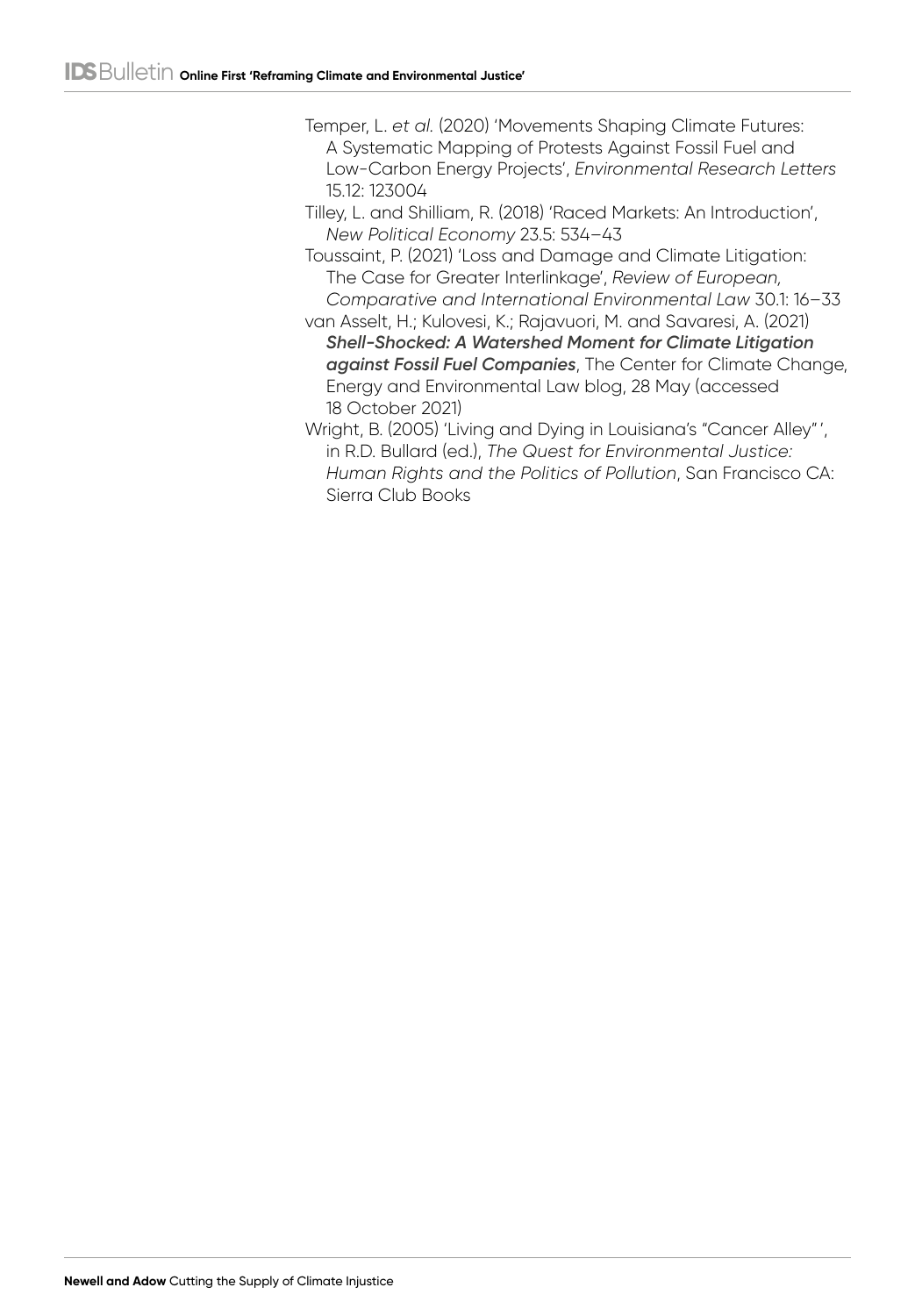Temper, L. *et al.* (2020) 'Movements Shaping Climate Futures: A Systematic Mapping of Protests Against Fossil Fuel and Low-Carbon Energy Projects', *Environmental Research Letters* 15.12: 123004

Tilley, L. and Shilliam, R. (2018) 'Raced Markets: An Introduction', *New Political Economy* 23.5: 534–43

Toussaint, P. (2021) 'Loss and Damage and Climate Litigation: The Case for Greater Interlinkage', *Review of European, Comparative and International Environmental Law* 30.1: 16–33

van Asselt, H.; Kulovesi, K.; Rajavuori, M. and Savaresi, A. (2021) ***Shell-Shocked: A Watershed Moment for Climate Litigation against Fossil Fuel Companies***, The Center for Climate Change, Energy and Environmental Law blog, 28 May (accessed 18 October 2021)

Wright, B. (2005) 'Living and Dying in Louisiana's "Cancer Alley"', in R.D. Bullard (ed.), *The Quest for Environmental Justice: Human Rights and the Politics of Pollution*, San Francisco CA: Sierra Club Books